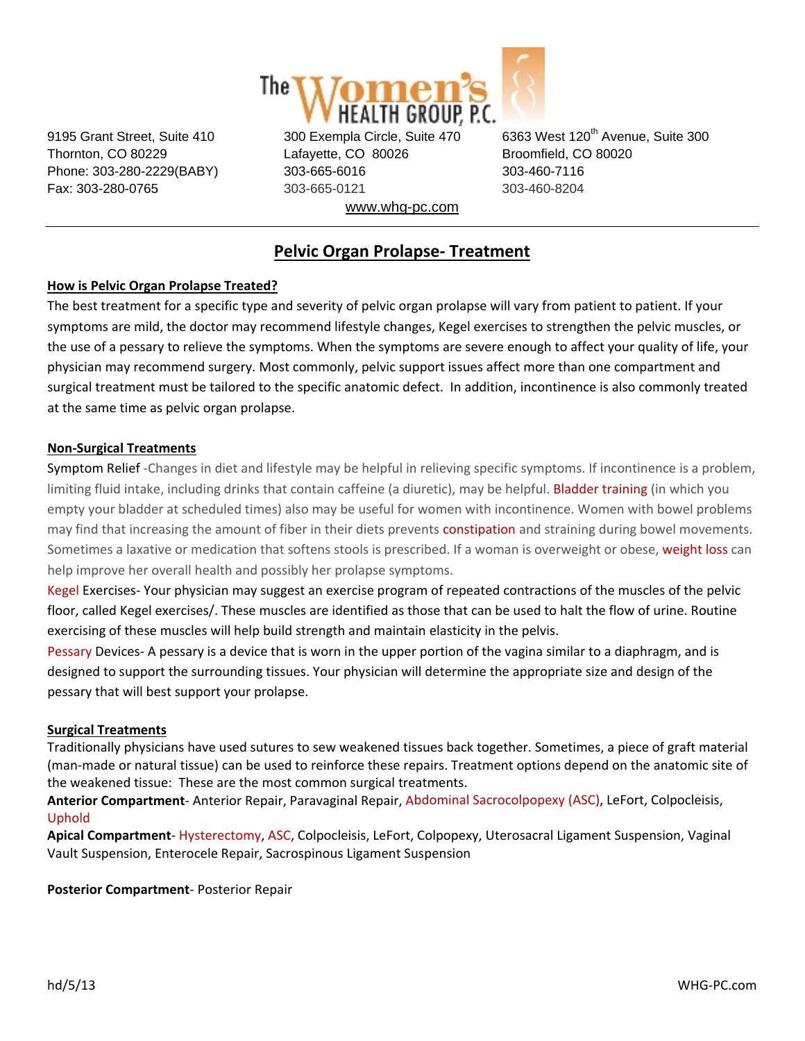The Women's HEALTH GROUP, P.C.

9195 Grant Street, Suite 410
Thornton, CO 80229
Phone: 303-280-2229(BABY)
Fax: 303-280-0765

300 Exempla Circle, Suite 470
Lafayette, CO 80026
303-665-6016
303-665-0121

6363 West 120th Avenue, Suite 300
Broomfield, CO 80020
303-460-7116
303-460-8204

www.whg-pc.com

---

# Pelvic Organ Prolapse- Treatment

## How is Pelvic Organ Prolapse Treated?

The best treatment for a specific type and severity of pelvic organ prolapse will vary from patient to patient. If your symptoms are mild, the doctor may recommend lifestyle changes, Kegel exercises to strengthen the pelvic muscles, or the use of a pessary to relieve the symptoms. When the symptoms are severe enough to affect your quality of life, your physician may recommend surgery. Most commonly, pelvic support issues affect more than one compartment and surgical treatment must be tailored to the specific anatomic defect. In addition, incontinence is also commonly treated at the same time as pelvic organ prolapse.

## Non-Surgical Treatments

Symptom Relief -Changes in diet and lifestyle may be helpful in relieving specific symptoms. If incontinence is a problem, limiting fluid intake, including drinks that contain caffeine (a diuretic), may be helpful. Bladder training (in which you empty your bladder at scheduled times) also may be useful for women with incontinence. Women with bowel problems may find that increasing the amount of fiber in their diets prevents constipation and straining during bowel movements. Sometimes a laxative or medication that softens stools is prescribed. If a woman is overweight or obese, weight loss can help improve her overall health and possibly her prolapse symptoms.

Kegel Exercises- Your physician may suggest an exercise program of repeated contractions of the muscles of the pelvic floor, called Kegel exercises/. These muscles are identified as those that can be used to halt the flow of urine. Routine exercising of these muscles will help build strength and maintain elasticity in the pelvis.

Pessary Devices- A pessary is a device that is worn in the upper portion of the vagina similar to a diaphragm, and is designed to support the surrounding tissues. Your physician will determine the appropriate size and design of the pessary that will best support your prolapse.

## Surgical Treatments

Traditionally physicians have used sutures to sew weakened tissues back together. Sometimes, a piece of graft material (man-made or natural tissue) can be used to reinforce these repairs. Treatment options depend on the anatomic site of the weakened tissue: These are the most common surgical treatments.

**Anterior Compartment**- Anterior Repair, Paravaginal Repair, Abdominal Sacrocolpopexy (ASC), LeFort, Colpocleisis, Uphold

**Apical Compartment**- Hysterectomy, ASC, Colpocleisis, LeFort, Colpopexy, Uterosacral Ligament Suspension, Vaginal Vault Suspension, Enterocele Repair, Sacrospinous Ligament Suspension

**Posterior Compartment**- Posterior Repair

hd/5/13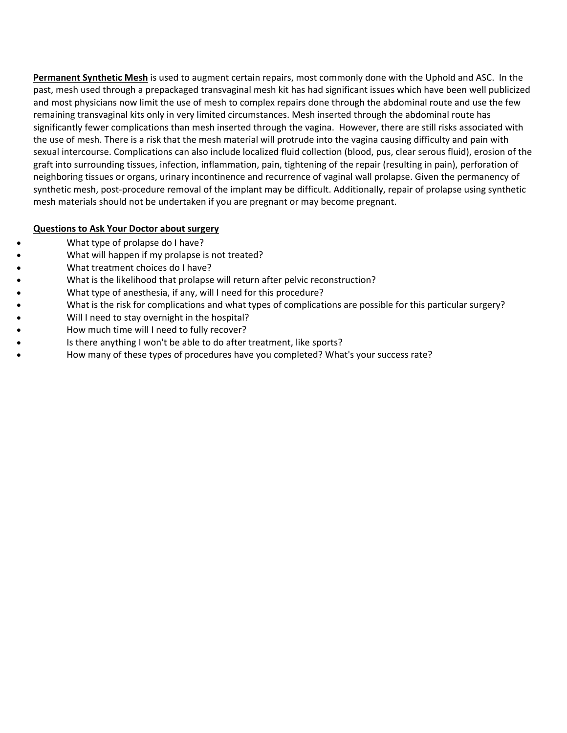**Permanent Synthetic Mesh** is used to augment certain repairs, most commonly done with the Uphold and ASC. In the past, mesh used through a prepackaged transvaginal mesh kit has had significant issues which have been well publicized and most physicians now limit the use of mesh to complex repairs done through the abdominal route and use the few remaining transvaginal kits only in very limited circumstances. Mesh inserted through the abdominal route has significantly fewer complications than mesh inserted through the vagina. However, there are still risks associated with the use of mesh. There is a risk that the mesh material will protrude into the vagina causing difficulty and pain with sexual intercourse. Complications can also include localized fluid collection (blood, pus, clear serous fluid), erosion of the graft into surrounding tissues, infection, inflammation, pain, tightening of the repair (resulting in pain), perforation of neighboring tissues or organs, urinary incontinence and recurrence of vaginal wall prolapse. Given the permanency of synthetic mesh, post-procedure removal of the implant may be difficult. Additionally, repair of prolapse using synthetic mesh materials should not be undertaken if you are pregnant or may become pregnant.

**Questions to Ask Your Doctor about surgery**

- What type of prolapse do I have?
- What will happen if my prolapse is not treated?
- What treatment choices do I have?
- What is the likelihood that prolapse will return after pelvic reconstruction?
- What type of anesthesia, if any, will I need for this procedure?
- What is the risk for complications and what types of complications are possible for this particular surgery?
- Will I need to stay overnight in the hospital?
- How much time will I need to fully recover?
- Is there anything I won't be able to do after treatment, like sports?
- How many of these types of procedures have you completed? What's your success rate?